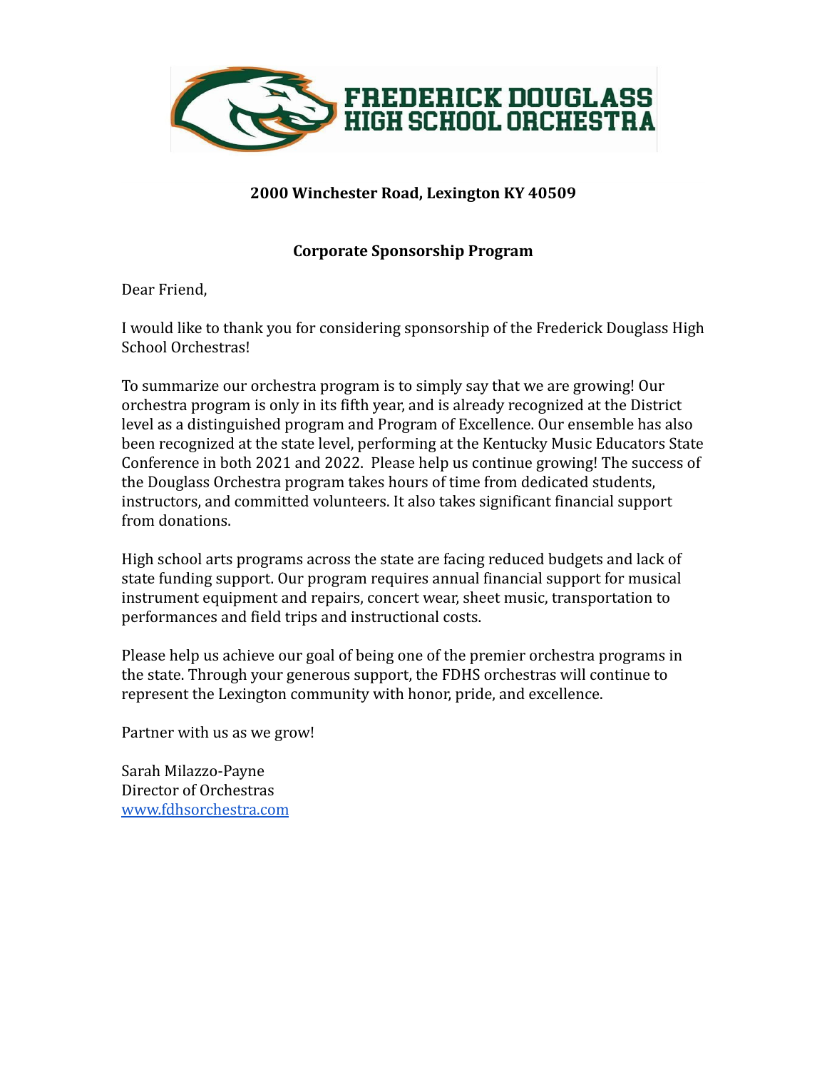# FREDERICK DOUGLASS HIGH SCHOOL ORCHESTRA

**2000 Winchester Road, Lexington KY 40509**

**Corporate Sponsorship Program**

Dear Friend,

I would like to thank you for considering sponsorship of the Frederick Douglass High School Orchestras!

To summarize our orchestra program is to simply say that we are growing! Our orchestra program is only in its fifth year, and is already recognized at the District level as a distinguished program and Program of Excellence. Our ensemble has also been recognized at the state level, performing at the Kentucky Music Educators State Conference in both 2021 and 2022. Please help us continue growing! The success of the Douglass Orchestra program takes hours of time from dedicated students, instructors, and committed volunteers. It also takes significant financial support from donations.

High school arts programs across the state are facing reduced budgets and lack of state funding support. Our program requires annual financial support for musical instrument equipment and repairs, concert wear, sheet music, transportation to performances and field trips and instructional costs.

Please help us achieve our goal of being one of the premier orchestra programs in the state. Through your generous support, the FDHS orchestras will continue to represent the Lexington community with honor, pride, and excellence.

Partner with us as we grow!

Sarah Milazzo-Payne
Director of Orchestras
[www.fdhsorchestra.com](http://www.fdhsorchestra.com)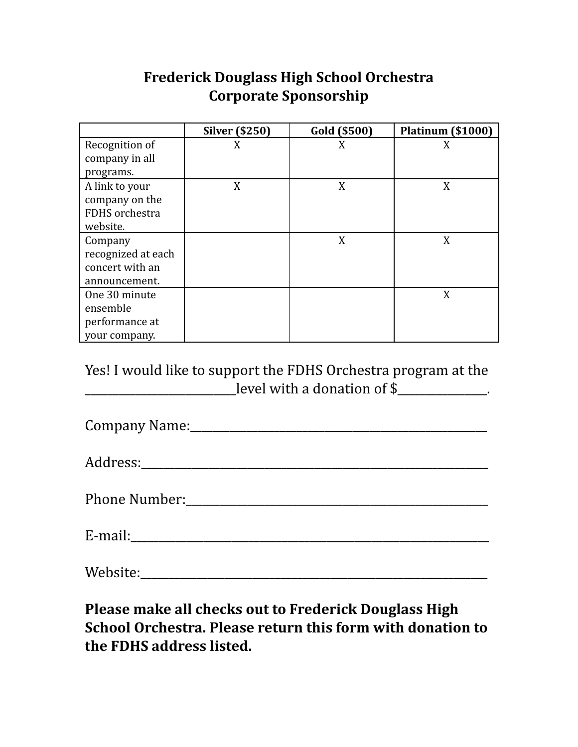# Frederick Douglass High School Orchestra
## Corporate Sponsorship

| | Silver ($250) | Gold ($500) | Platinum ($1000) |
|---|---|---|---|
| Recognition of company in all programs. | X | X | X |
| A link to your company on the FDHS orchestra website. | X | X | X |
| Company recognized at each concert with an announcement. | | X | X |
| One 30 minute ensemble performance at your company. | | | X |

Yes! I would like to support the FDHS Orchestra program at the ___________________________level with a donation of $________________.

Company Name:_____________________________________________________

Address:__________________________________________________________

Phone Number:_____________________________________________________

E-mail:___________________________________________________________

Website:__________________________________________________________

**Please make all checks out to Frederick Douglass High School Orchestra. Please return this form with donation to the FDHS address listed.**